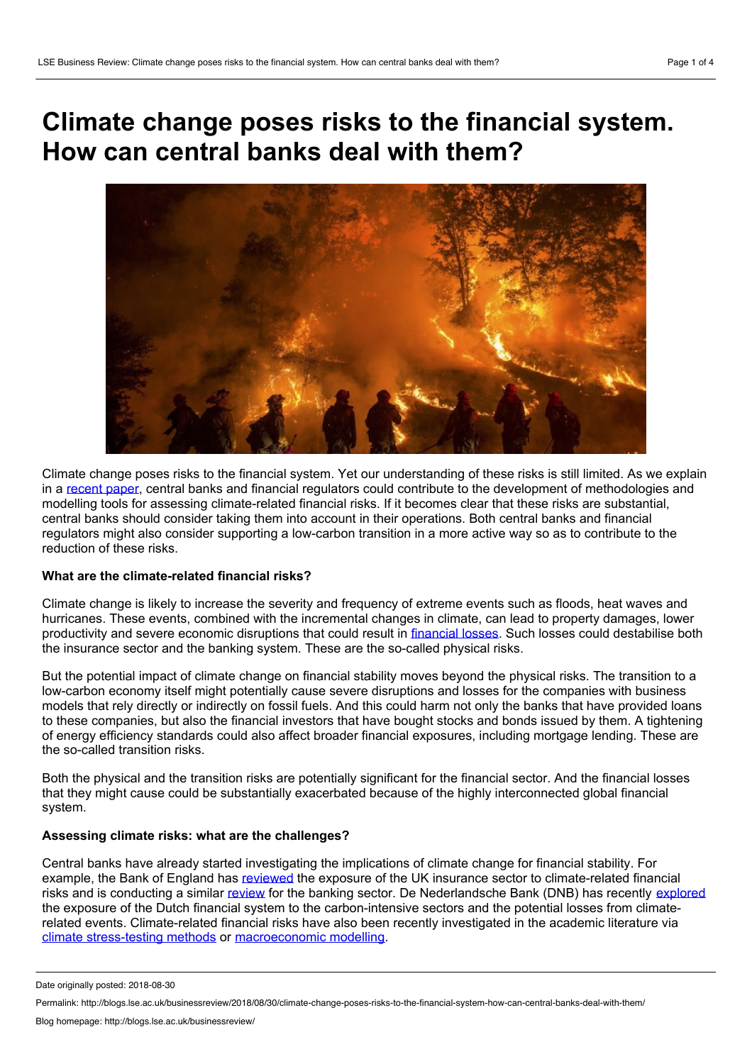# Climate change poses risks to the financial system. How can central banks deal with them?

Climate change poses risks to the financial system. Yet our understanding of these risks is still limited. As we explain in a recent paper, central banks and financial regulators could contribute to the development of methodologies and modelling tools for assessing climate-related financial risks. If it becomes clear that these risks are substantial, central banks should consider taking them into account in their operations. Both central banks and financial regulators might also consider supporting a low-carbon transition in a more active way so as to contribute to the reduction of these risks.

**What are the climate-related financial risks?**

Climate change is likely to increase the severity and frequency of extreme events such as floods, heat waves and hurricanes. These events, combined with the incremental changes in climate, can lead to property damages, lower productivity and severe economic disruptions that could result in financial losses. Such losses could destabilise both the insurance sector and the banking system. These are the so-called physical risks.

But the potential impact of climate change on financial stability moves beyond the physical risks. The transition to a low-carbon economy itself might potentially cause severe disruptions and losses for the companies with business models that rely directly or indirectly on fossil fuels. And this could harm not only the banks that have provided loans to these companies, but also the financial investors that have bought stocks and bonds issued by them. A tightening of energy efficiency standards could also affect broader financial exposures, including mortgage lending. These are the so-called transition risks.

Both the physical and the transition risks are potentially significant for the financial sector. And the financial losses that they might cause could be substantially exacerbated because of the highly interconnected global financial system.

**Assessing climate risks: what are the challenges?**

Central banks have already started investigating the implications of climate change for financial stability. For example, the Bank of England has reviewed the exposure of the UK insurance sector to climate-related financial risks and is conducting a similar review for the banking sector. De Nederlandsche Bank (DNB) has recently explored the exposure of the Dutch financial system to the carbon-intensive sectors and the potential losses from climate-related events. Climate-related financial risks have also been recently investigated in the academic literature via climate stress-testing methods or macroeconomic modelling.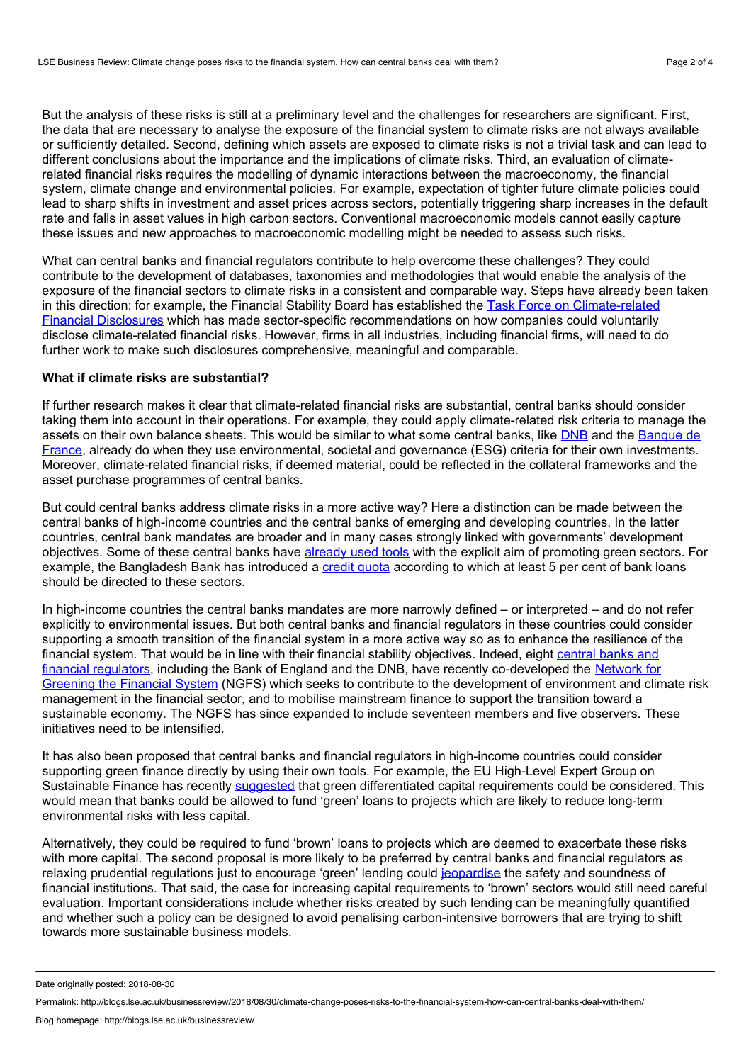But the analysis of these risks is still at a preliminary level and the challenges for researchers are significant. First, the data that are necessary to analyse the exposure of the financial system to climate risks are not always available or sufficiently detailed. Second, defining which assets are exposed to climate risks is not a trivial task and can lead to different conclusions about the importance and the implications of climate risks. Third, an evaluation of climate-related financial risks requires the modelling of dynamic interactions between the macroeconomy, the financial system, climate change and environmental policies. For example, expectation of tighter future climate policies could lead to sharp shifts in investment and asset prices across sectors, potentially triggering sharp increases in the default rate and falls in asset values in high carbon sectors. Conventional macroeconomic models cannot easily capture these issues and new approaches to macroeconomic modelling might be needed to assess such risks.

What can central banks and financial regulators contribute to help overcome these challenges? They could contribute to the development of databases, taxonomies and methodologies that would enable the analysis of the exposure of the financial sectors to climate risks in a consistent and comparable way. Steps have already been taken in this direction: for example, the Financial Stability Board has established the Task Force on Climate-related Financial Disclosures which has made sector-specific recommendations on how companies could voluntarily disclose climate-related financial risks. However, firms in all industries, including financial firms, will need to do further work to make such disclosures comprehensive, meaningful and comparable.

**What if climate risks are substantial?**

If further research makes it clear that climate-related financial risks are substantial, central banks should consider taking them into account in their operations. For example, they could apply climate-related risk criteria to manage the assets on their own balance sheets. This would be similar to what some central banks, like DNB and the Banque de France, already do when they use environmental, societal and governance (ESG) criteria for their own investments. Moreover, climate-related financial risks, if deemed material, could be reflected in the collateral frameworks and the asset purchase programmes of central banks.

But could central banks address climate risks in a more active way? Here a distinction can be made between the central banks of high-income countries and the central banks of emerging and developing countries. In the latter countries, central bank mandates are broader and in many cases strongly linked with governments' development objectives. Some of these central banks have already used tools with the explicit aim of promoting green sectors. For example, the Bangladesh Bank has introduced a credit quota according to which at least 5 per cent of bank loans should be directed to these sectors.

In high-income countries the central banks mandates are more narrowly defined – or interpreted – and do not refer explicitly to environmental issues. But both central banks and financial regulators in these countries could consider supporting a smooth transition of the financial system in a more active way so as to enhance the resilience of the financial system. That would be in line with their financial stability objectives. Indeed, eight central banks and financial regulators, including the Bank of England and the DNB, have recently co-developed the Network for Greening the Financial System (NGFS) which seeks to contribute to the development of environment and climate risk management in the financial sector, and to mobilise mainstream finance to support the transition toward a sustainable economy. The NGFS has since expanded to include seventeen members and five observers. These initiatives need to be intensified.

It has also been proposed that central banks and financial regulators in high-income countries could consider supporting green finance directly by using their own tools. For example, the EU High-Level Expert Group on Sustainable Finance has recently suggested that green differentiated capital requirements could be considered. This would mean that banks could be allowed to fund 'green' loans to projects which are likely to reduce long-term environmental risks with less capital.

Alternatively, they could be required to fund 'brown' loans to projects which are deemed to exacerbate these risks with more capital. The second proposal is more likely to be preferred by central banks and financial regulators as relaxing prudential regulations just to encourage 'green' lending could jeopardise the safety and soundness of financial institutions. That said, the case for increasing capital requirements to 'brown' sectors would still need careful evaluation. Important considerations include whether risks created by such lending can be meaningfully quantified and whether such a policy can be designed to avoid penalising carbon-intensive borrowers that are trying to shift towards more sustainable business models.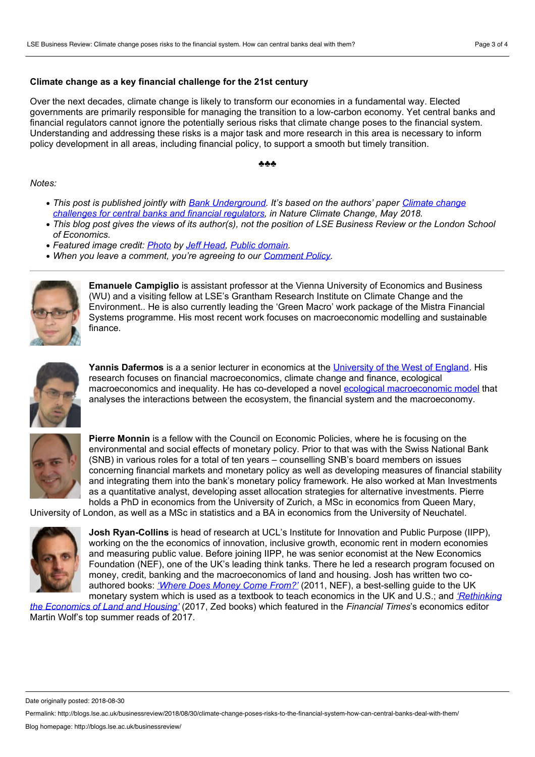### Climate change as a key financial challenge for the 21st century

Over the next decades, climate change is likely to transform our economies in a fundamental way. Elected governments are primarily responsible for managing the transition to a low-carbon economy. Yet central banks and financial regulators cannot ignore the potentially serious risks that climate change poses to the financial system. Understanding and addressing these risks is a major task and more research in this area is necessary to inform policy development in all areas, including financial policy, to support a smooth but timely transition.

♣♣♣

*Notes:*

- *This post is published jointly with Bank Underground. It's based on the authors' paper Climate change challenges for central banks and financial regulators, in Nature Climate Change, May 2018.*
- *This blog post gives the views of its author(s), not the position of LSE Business Review or the London School of Economics.*
- *Featured image credit: Photo by Jeff Head, Public domain.*
- *When you leave a comment, you're agreeing to our Comment Policy.*

---

**Emanuele Campiglio** is assistant professor at the Vienna University of Economics and Business (WU) and a visiting fellow at LSE's Grantham Research Institute on Climate Change and the Environment.. He is also currently leading the 'Green Macro' work package of the Mistra Financial Systems programme. His most recent work focuses on macroeconomic modelling and sustainable finance.

**Yannis Dafermos** is a a senior lecturer in economics at the University of the West of England. His research focuses on financial macroeconomics, climate change and finance, ecological macroeconomics and inequality. He has co-developed a novel ecological macroeconomic model that analyses the interactions between the ecosystem, the financial system and the macroeconomy.

**Pierre Monnin** is a fellow with the Council on Economic Policies, where he is focusing on the environmental and social effects of monetary policy. Prior to that was with the Swiss National Bank (SNB) in various roles for a total of ten years – counselling SNB's board members on issues concerning financial markets and monetary policy as well as developing measures of financial stability and integrating them into the bank's monetary policy framework. He also worked at Man Investments as a quantitative analyst, developing asset allocation strategies for alternative investments. Pierre holds a PhD in economics from the University of Zurich, a MSc in economics from Queen Mary, University of London, as well as a MSc in statistics and a BA in economics from the University of Neuchatel.

**Josh Ryan-Collins** is head of research at UCL's Institute for Innovation and Public Purpose (IIPP), working on the the economics of innovation, inclusive growth, economic rent in modern economies and measuring public value. Before joining IIPP, he was senior economist at the New Economics Foundation (NEF), one of the UK's leading think tanks. There he led a research program focused on money, credit, banking and the macroeconomics of land and housing. Josh has written two co-authored books: *'Where Does Money Come From?'* (2011, NEF), a best-selling guide to the UK monetary system which is used as a textbook to teach economics in the UK and U.S.; and *'Rethinking the Economics of Land and Housing'* (2017, Zed books) which featured in the *Financial Times*'s economics editor Martin Wolf's top summer reads of 2017.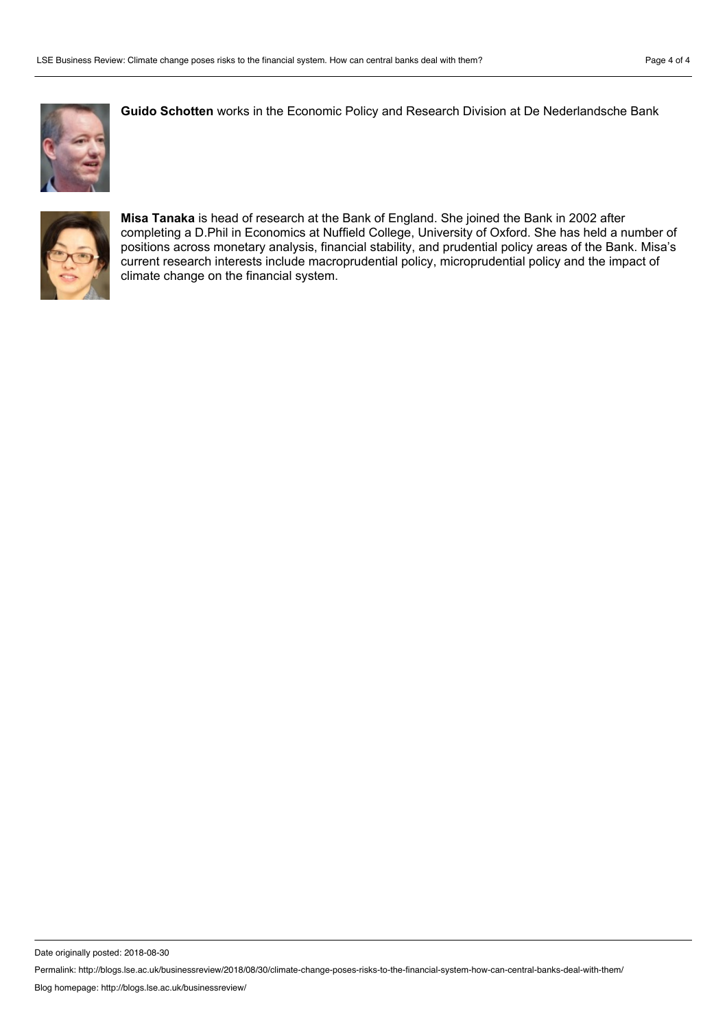**Guido Schotten** works in the Economic Policy and Research Division at De Nederlandsche Bank

**Misa Tanaka** is head of research at the Bank of England. She joined the Bank in 2002 after completing a D.Phil in Economics at Nuffield College, University of Oxford. She has held a number of positions across monetary analysis, financial stability, and prudential policy areas of the Bank. Misa's current research interests include macroprudential policy, microprudential policy and the impact of climate change on the financial system.

Date originally posted: 2018-08-30

Permalink: http://blogs.lse.ac.uk/businessreview/2018/08/30/climate-change-poses-risks-to-the-financial-system-how-can-central-banks-deal-with-them/

Blog homepage: http://blogs.lse.ac.uk/businessreview/